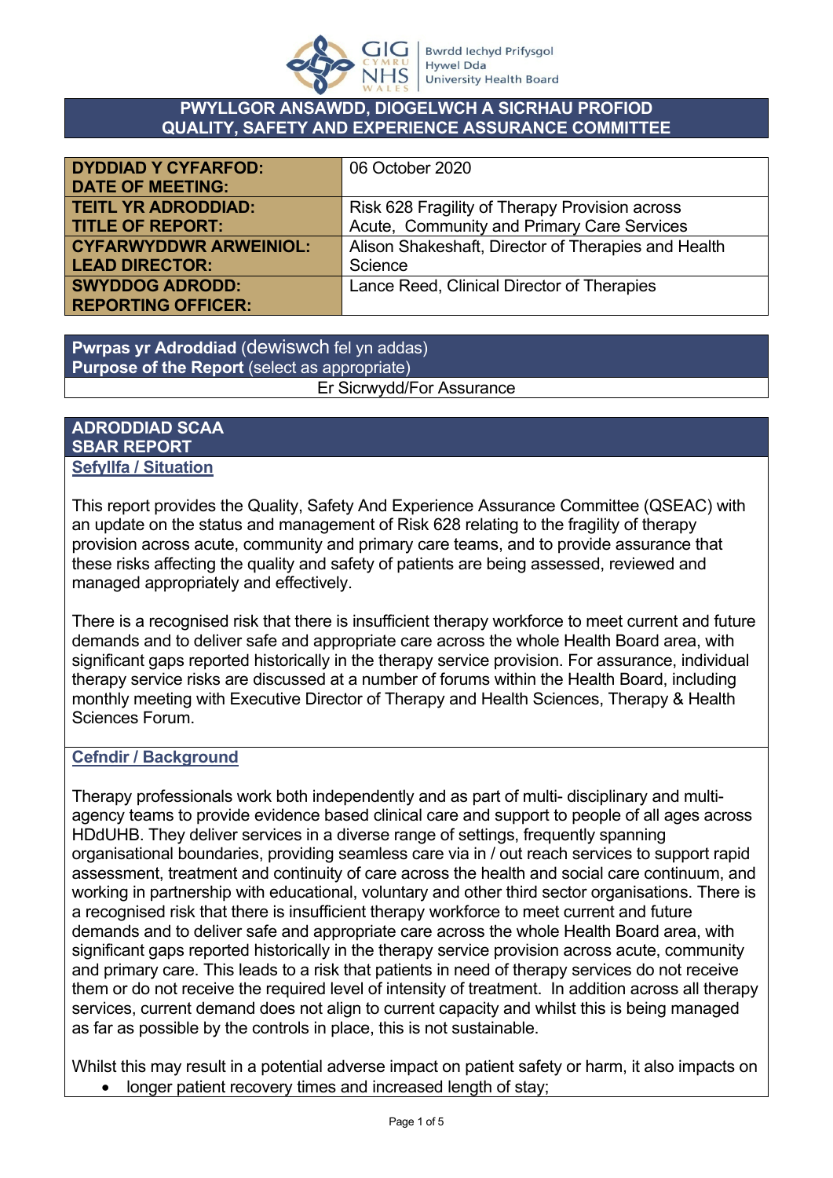**PWYLLGOR ANSAWDD, DIOGELWCH A SICRHAU PROFIOD**
**QUALITY, SAFETY AND EXPERIENCE ASSURANCE COMMITTEE**

| | |
|---|---|
| **DYDDIAD Y CYFARFOD: DATE OF MEETING:** | 06 October 2020 |
| **TEITL YR ADRODDIAD: TITLE OF REPORT:** | Risk 628 Fragility of Therapy Provision across Acute, Community and Primary Care Services |
| **CYFARWYDDWR ARWEINIOL: LEAD DIRECTOR:** | Alison Shakeshaft, Director of Therapies and Health Science |
| **SWYDDOG ADRODD: REPORTING OFFICER:** | Lance Reed, Clinical Director of Therapies |

| **Pwrpas yr Adroddiad** (dewiswch fel yn addas) **Purpose of the Report** (select as appropriate) |
|---|
| Er Sicrwydd/For Assurance |

## ADRODDIAD SCAA
## SBAR REPORT

### Sefyllfa / Situation

This report provides the Quality, Safety And Experience Assurance Committee (QSEAC) with an update on the status and management of Risk 628 relating to the fragility of therapy provision across acute, community and primary care teams, and to provide assurance that these risks affecting the quality and safety of patients are being assessed, reviewed and managed appropriately and effectively.

There is a recognised risk that there is insufficient therapy workforce to meet current and future demands and to deliver safe and appropriate care across the whole Health Board area, with significant gaps reported historically in the therapy service provision. For assurance, individual therapy service risks are discussed at a number of forums within the Health Board, including monthly meeting with Executive Director of Therapy and Health Sciences, Therapy & Health Sciences Forum.

### Cefndir / Background

Therapy professionals work both independently and as part of multi- disciplinary and multi-agency teams to provide evidence based clinical care and support to people of all ages across HDdUHB. They deliver services in a diverse range of settings, frequently spanning organisational boundaries, providing seamless care via in / out reach services to support rapid assessment, treatment and continuity of care across the health and social care continuum, and working in partnership with educational, voluntary and other third sector organisations. There is a recognised risk that there is insufficient therapy workforce to meet current and future demands and to deliver safe and appropriate care across the whole Health Board area, with significant gaps reported historically in the therapy service provision across acute, community and primary care. This leads to a risk that patients in need of therapy services do not receive them or do not receive the required level of intensity of treatment. In addition across all therapy services, current demand does not align to current capacity and whilst this is being managed as far as possible by the controls in place, this is not sustainable.

Whilst this may result in a potential adverse impact on patient safety or harm, it also impacts on

- longer patient recovery times and increased length of stay;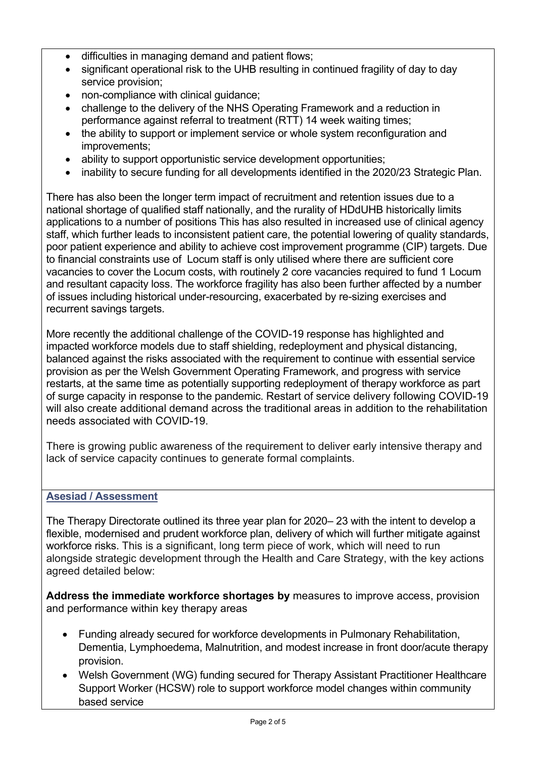- difficulties in managing demand and patient flows;
- significant operational risk to the UHB resulting in continued fragility of day to day service provision;
- non-compliance with clinical guidance;
- challenge to the delivery of the NHS Operating Framework and a reduction in performance against referral to treatment (RTT) 14 week waiting times;
- the ability to support or implement service or whole system reconfiguration and improvements;
- ability to support opportunistic service development opportunities;
- inability to secure funding for all developments identified in the 2020/23 Strategic Plan.

There has also been the longer term impact of recruitment and retention issues due to a national shortage of qualified staff nationally, and the rurality of HDdUHB historically limits applications to a number of positions This has also resulted in increased use of clinical agency staff, which further leads to inconsistent patient care, the potential lowering of quality standards, poor patient experience and ability to achieve cost improvement programme (CIP) targets. Due to financial constraints use of Locum staff is only utilised where there are sufficient core vacancies to cover the Locum costs, with routinely 2 core vacancies required to fund 1 Locum and resultant capacity loss. The workforce fragility has also been further affected by a number of issues including historical under-resourcing, exacerbated by re-sizing exercises and recurrent savings targets.

More recently the additional challenge of the COVID-19 response has highlighted and impacted workforce models due to staff shielding, redeployment and physical distancing, balanced against the risks associated with the requirement to continue with essential service provision as per the Welsh Government Operating Framework, and progress with service restarts, at the same time as potentially supporting redeployment of therapy workforce as part of surge capacity in response to the pandemic. Restart of service delivery following COVID-19 will also create additional demand across the traditional areas in addition to the rehabilitation needs associated with COVID-19.

There is growing public awareness of the requirement to deliver early intensive therapy and lack of service capacity continues to generate formal complaints.

## Asesiad / Assessment

The Therapy Directorate outlined its three year plan for 2020– 23 with the intent to develop a flexible, modernised and prudent workforce plan, delivery of which will further mitigate against workforce risks. This is a significant, long term piece of work, which will need to run alongside strategic development through the Health and Care Strategy, with the key actions agreed detailed below:

**Address the immediate workforce shortages by** measures to improve access, provision and performance within key therapy areas

- Funding already secured for workforce developments in Pulmonary Rehabilitation, Dementia, Lymphoedema, Malnutrition, and modest increase in front door/acute therapy provision.
- Welsh Government (WG) funding secured for Therapy Assistant Practitioner Healthcare Support Worker (HCSW) role to support workforce model changes within community based service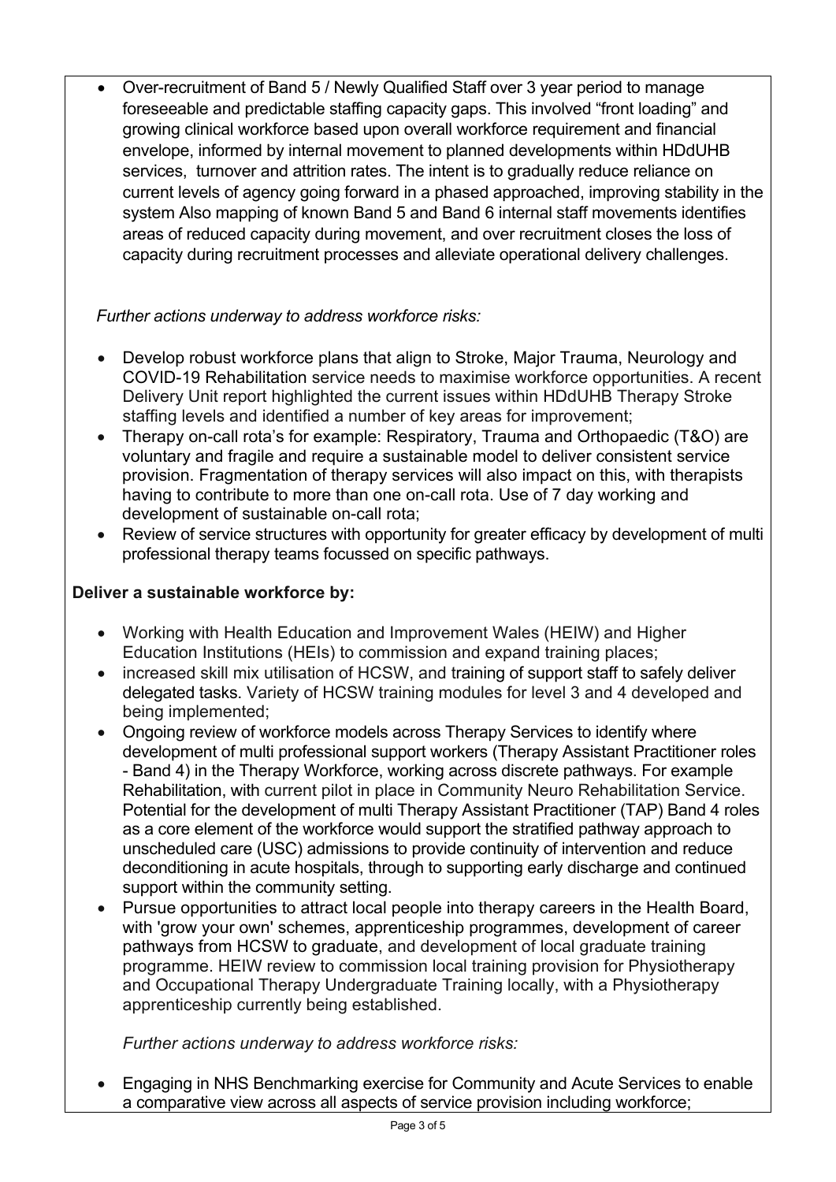- Over-recruitment of Band 5 / Newly Qualified Staff over 3 year period to manage foreseeable and predictable staffing capacity gaps. This involved "front loading" and growing clinical workforce based upon overall workforce requirement and financial envelope, informed by internal movement to planned developments within HDdUHB services, turnover and attrition rates. The intent is to gradually reduce reliance on current levels of agency going forward in a phased approached, improving stability in the system Also mapping of known Band 5 and Band 6 internal staff movements identifies areas of reduced capacity during movement, and over recruitment closes the loss of capacity during recruitment processes and alleviate operational delivery challenges.

*Further actions underway to address workforce risks:*

- Develop robust workforce plans that align to Stroke, Major Trauma, Neurology and COVID-19 Rehabilitation service needs to maximise workforce opportunities. A recent Delivery Unit report highlighted the current issues within HDdUHB Therapy Stroke staffing levels and identified a number of key areas for improvement;
- Therapy on-call rota's for example: Respiratory, Trauma and Orthopaedic (T&O) are voluntary and fragile and require a sustainable model to deliver consistent service provision. Fragmentation of therapy services will also impact on this, with therapists having to contribute to more than one on-call rota. Use of 7 day working and development of sustainable on-call rota;
- Review of service structures with opportunity for greater efficacy by development of multi professional therapy teams focussed on specific pathways.

**Deliver a sustainable workforce by:**

- Working with Health Education and Improvement Wales (HEIW) and Higher Education Institutions (HEIs) to commission and expand training places;
- increased skill mix utilisation of HCSW, and training of support staff to safely deliver delegated tasks. Variety of HCSW training modules for level 3 and 4 developed and being implemented;
- Ongoing review of workforce models across Therapy Services to identify where development of multi professional support workers (Therapy Assistant Practitioner roles - Band 4) in the Therapy Workforce, working across discrete pathways. For example Rehabilitation, with current pilot in place in Community Neuro Rehabilitation Service. Potential for the development of multi Therapy Assistant Practitioner (TAP) Band 4 roles as a core element of the workforce would support the stratified pathway approach to unscheduled care (USC) admissions to provide continuity of intervention and reduce deconditioning in acute hospitals, through to supporting early discharge and continued support within the community setting.
- Pursue opportunities to attract local people into therapy careers in the Health Board, with 'grow your own' schemes, apprenticeship programmes, development of career pathways from HCSW to graduate, and development of local graduate training programme. HEIW review to commission local training provision for Physiotherapy and Occupational Therapy Undergraduate Training locally, with a Physiotherapy apprenticeship currently being established.

*Further actions underway to address workforce risks:*

- Engaging in NHS Benchmarking exercise for Community and Acute Services to enable a comparative view across all aspects of service provision including workforce;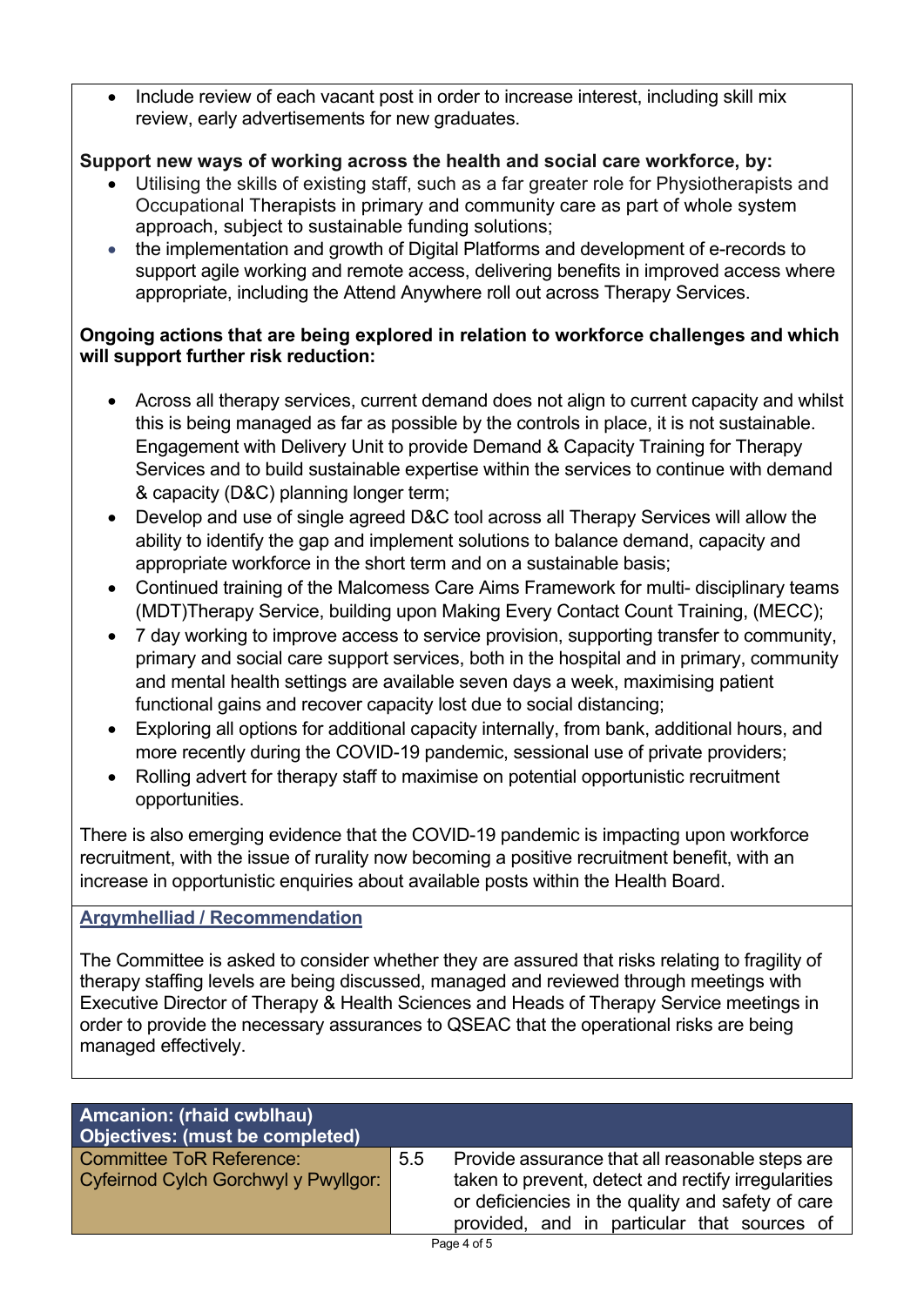- Include review of each vacant post in order to increase interest, including skill mix review, early advertisements for new graduates.

**Support new ways of working across the health and social care workforce, by:**

- Utilising the skills of existing staff, such as a far greater role for Physiotherapists and Occupational Therapists in primary and community care as part of whole system approach, subject to sustainable funding solutions;
- the implementation and growth of Digital Platforms and development of e-records to support agile working and remote access, delivering benefits in improved access where appropriate, including the Attend Anywhere roll out across Therapy Services.

**Ongoing actions that are being explored in relation to workforce challenges and which will support further risk reduction:**

- Across all therapy services, current demand does not align to current capacity and whilst this is being managed as far as possible by the controls in place, it is not sustainable. Engagement with Delivery Unit to provide Demand & Capacity Training for Therapy Services and to build sustainable expertise within the services to continue with demand & capacity (D&C) planning longer term;
- Develop and use of single agreed D&C tool across all Therapy Services will allow the ability to identify the gap and implement solutions to balance demand, capacity and appropriate workforce in the short term and on a sustainable basis;
- Continued training of the Malcomess Care Aims Framework for multi- disciplinary teams (MDT)Therapy Service, building upon Making Every Contact Count Training, (MECC);
- 7 day working to improve access to service provision, supporting transfer to community, primary and social care support services, both in the hospital and in primary, community and mental health settings are available seven days a week, maximising patient functional gains and recover capacity lost due to social distancing;
- Exploring all options for additional capacity internally, from bank, additional hours, and more recently during the COVID-19 pandemic, sessional use of private providers;
- Rolling advert for therapy staff to maximise on potential opportunistic recruitment opportunities.

There is also emerging evidence that the COVID-19 pandemic is impacting upon workforce recruitment, with the issue of rurality now becoming a positive recruitment benefit, with an increase in opportunistic enquiries about available posts within the Health Board.

**Argymhelliad / Recommendation**

The Committee is asked to consider whether they are assured that risks relating to fragility of therapy staffing levels are being discussed, managed and reviewed through meetings with Executive Director of Therapy & Health Sciences and Heads of Therapy Service meetings in order to provide the necessary assurances to QSEAC that the operational risks are being managed effectively.

| Amcanion: (rhaid cwblhau)<br>Objectives: (must be completed) | | |
|---|---|---|
| Committee ToR Reference:<br>Cyfeirnod Cylch Gorchwyl y Pwyllgor: | 5.5 | Provide assurance that all reasonable steps are taken to prevent, detect and rectify irregularities or deficiencies in the quality and safety of care provided, and in particular that sources of |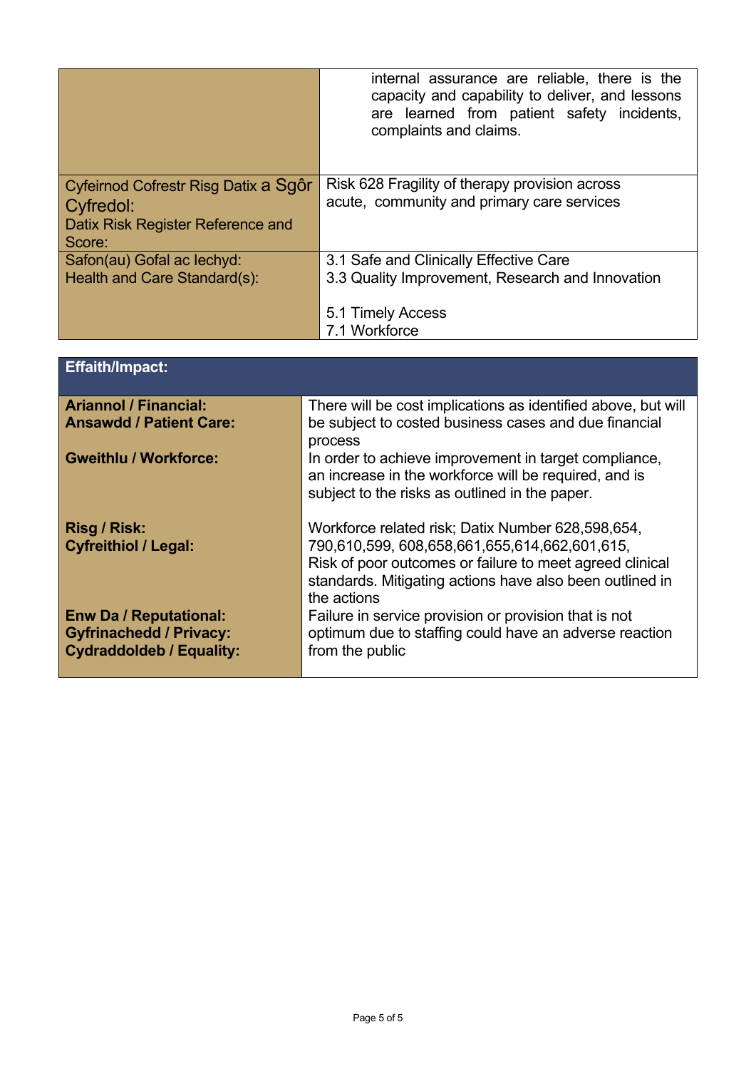| | |
|---|---|
| | internal assurance are reliable, there is the capacity and capability to deliver, and lessons are learned from patient safety incidents, complaints and claims. |
| Cyfeirnod Cofrestr Risg Datix a Sgôr Cyfredol:<br>Datix Risk Register Reference and Score: | Risk 628 Fragility of therapy provision across acute, community and primary care services |
| Safon(au) Gofal ac Iechyd:<br>Health and Care Standard(s): | 3.1 Safe and Clinically Effective Care<br>3.3 Quality Improvement, Research and Innovation<br><br>5.1 Timely Access<br>7.1 Workforce |

| **Effaith/Impact:** | |
|---|---|
| **Ariannol / Financial:**<br>**Ansawdd / Patient Care:**<br><br>**Gweithlu / Workforce:** | There will be cost implications as identified above, but will be subject to costed business cases and due financial process<br>In order to achieve improvement in target compliance, an increase in the workforce will be required, and is subject to the risks as outlined in the paper. |
| **Risg / Risk:**<br>**Cyfreithiol / Legal:** | Workforce related risk; Datix Number 628,598,654, 790,610,599, 608,658,661,655,614,662,601,615,<br>Risk of poor outcomes or failure to meet agreed clinical standards. Mitigating actions have also been outlined in the actions |
| **Enw Da / Reputational:**<br>**Gyfrinachedd / Privacy:**<br>**Cydraddoldeb / Equality:** | Failure in service provision or provision that is not optimum due to staffing could have an adverse reaction from the public |